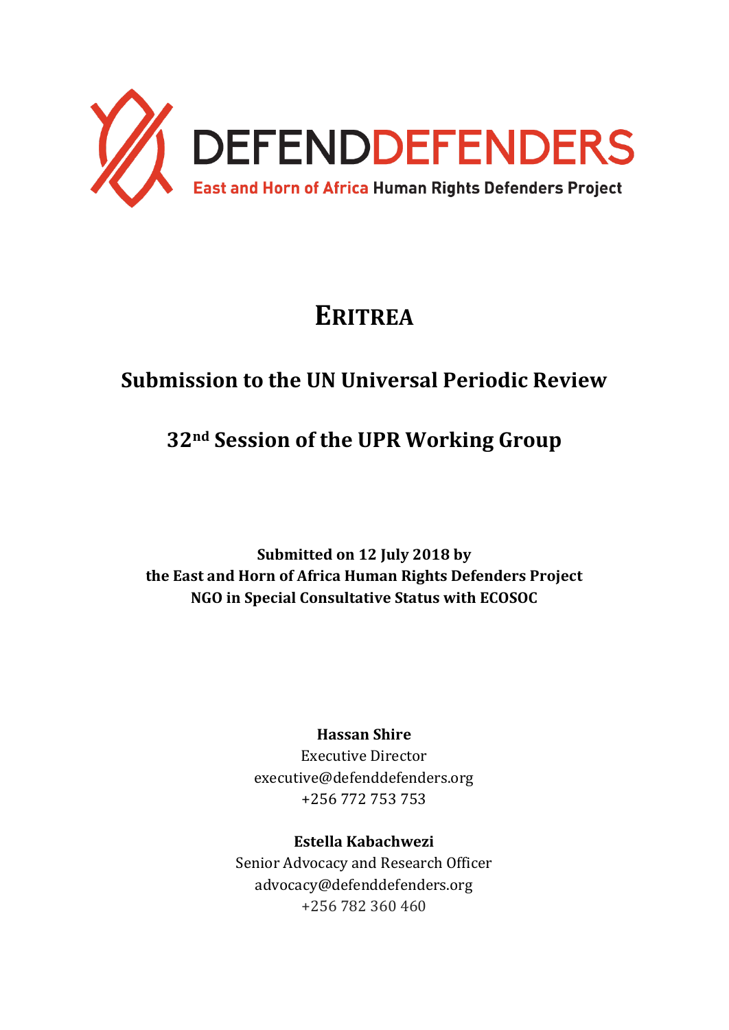DEFENDDEFENDERS

East and Horn of Africa Human Rights Defenders Project

# ERITREA

## Submission to the UN Universal Periodic Review

## 32nd Session of the UPR Working Group

**Submitted on 12 July 2018 by**
**the East and Horn of Africa Human Rights Defenders Project**
**NGO in Special Consultative Status with ECOSOC**

**Hassan Shire**
Executive Director
executive@defenddefenders.org
+256 772 753 753

**Estella Kabachwezi**
Senior Advocacy and Research Officer
advocacy@defenddefenders.org
+256 782 360 460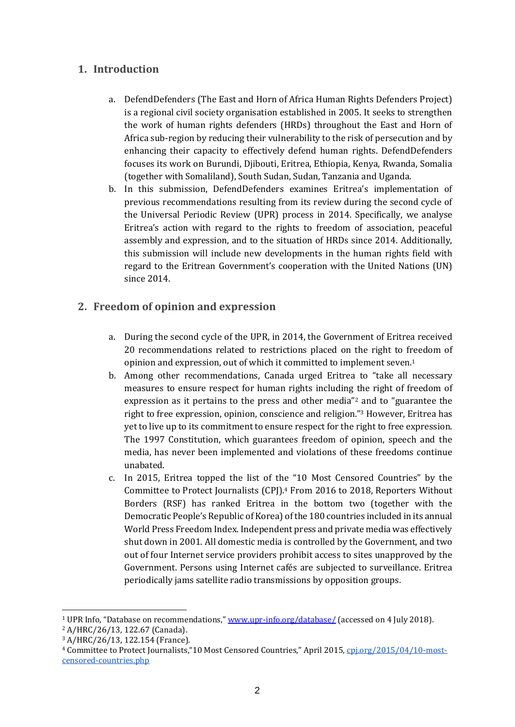## 1. Introduction

a. DefendDefenders (The East and Horn of Africa Human Rights Defenders Project) is a regional civil society organisation established in 2005. It seeks to strengthen the work of human rights defenders (HRDs) throughout the East and Horn of Africa sub-region by reducing their vulnerability to the risk of persecution and by enhancing their capacity to effectively defend human rights. DefendDefenders focuses its work on Burundi, Djibouti, Eritrea, Ethiopia, Kenya, Rwanda, Somalia (together with Somaliland), South Sudan, Sudan, Tanzania and Uganda.

b. In this submission, DefendDefenders examines Eritrea's implementation of previous recommendations resulting from its review during the second cycle of the Universal Periodic Review (UPR) process in 2014. Specifically, we analyse Eritrea's action with regard to the rights to freedom of association, peaceful assembly and expression, and to the situation of HRDs since 2014. Additionally, this submission will include new developments in the human rights field with regard to the Eritrean Government's cooperation with the United Nations (UN) since 2014.

## 2. Freedom of opinion and expression

a. During the second cycle of the UPR, in 2014, the Government of Eritrea received 20 recommendations related to restrictions placed on the right to freedom of opinion and expression, out of which it committed to implement seven.[1]

b. Among other recommendations, Canada urged Eritrea to "take all necessary measures to ensure respect for human rights including the right of freedom of expression as it pertains to the press and other media"[2] and to "guarantee the right to free expression, opinion, conscience and religion."[3] However, Eritrea has yet to live up to its commitment to ensure respect for the right to free expression. The 1997 Constitution, which guarantees freedom of opinion, speech and the media, has never been implemented and violations of these freedoms continue unabated.

c. In 2015, Eritrea topped the list of the "10 Most Censored Countries" by the Committee to Protect Journalists (CPJ).[4] From 2016 to 2018, Reporters Without Borders (RSF) has ranked Eritrea in the bottom two (together with the Democratic People's Republic of Korea) of the 180 countries included in its annual World Press Freedom Index. Independent press and private media was effectively shut down in 2001. All domestic media is controlled by the Government, and two out of four Internet service providers prohibit access to sites unapproved by the Government. Persons using Internet cafés are subjected to surveillance. Eritrea periodically jams satellite radio transmissions by opposition groups.

---

[1] UPR Info, "Database on recommendations," www.upr-info.org/database/ (accessed on 4 July 2018).

[2] A/HRC/26/13, 122.67 (Canada).

[3] A/HRC/26/13, 122.154 (France).

[4] Committee to Protect Journalists,"10 Most Censored Countries," April 2015, cpj.org/2015/04/10-most-censored-countries.php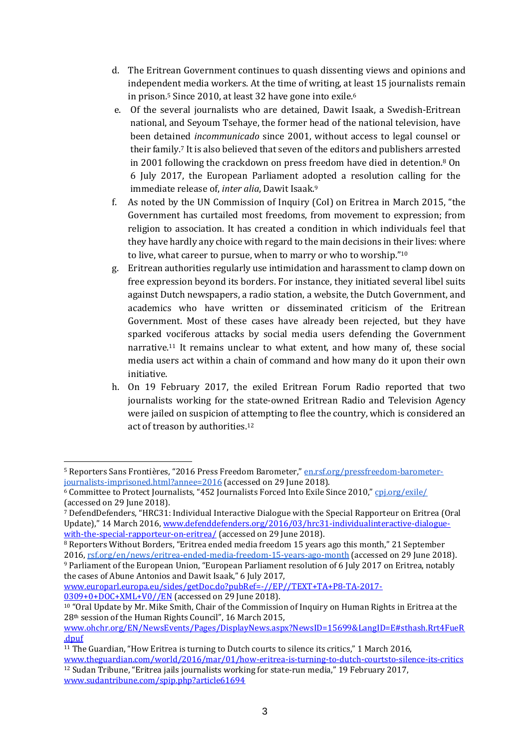d. The Eritrean Government continues to quash dissenting views and opinions and independent media workers. At the time of writing, at least 15 journalists remain in prison.[5] Since 2010, at least 32 have gone into exile.[6]

e. Of the several journalists who are detained, Dawit Isaak, a Swedish-Eritrean national, and Seyoum Tsehaye, the former head of the national television, have been detained *incommunicado* since 2001, without access to legal counsel or their family.[7] It is also believed that seven of the editors and publishers arrested in 2001 following the crackdown on press freedom have died in detention.[8] On 6 July 2017, the European Parliament adopted a resolution calling for the immediate release of, *inter alia*, Dawit Isaak.[9]

f. As noted by the UN Commission of Inquiry (CoI) on Eritrea in March 2015, "the Government has curtailed most freedoms, from movement to expression; from religion to association. It has created a condition in which individuals feel that they have hardly any choice with regard to the main decisions in their lives: where to live, what career to pursue, when to marry or who to worship."[10]

g. Eritrean authorities regularly use intimidation and harassment to clamp down on free expression beyond its borders. For instance, they initiated several libel suits against Dutch newspapers, a radio station, a website, the Dutch Government, and academics who have written or disseminated criticism of the Eritrean Government. Most of these cases have already been rejected, but they have sparked vociferous attacks by social media users defending the Government narrative.[11] It remains unclear to what extent, and how many of, these social media users act within a chain of command and how many do it upon their own initiative.

h. On 19 February 2017, the exiled Eritrean Forum Radio reported that two journalists working for the state-owned Eritrean Radio and Television Agency were jailed on suspicion of attempting to flee the country, which is considered an act of treason by authorities.[12]

---

[5] Reporters Sans Frontières, "2016 Press Freedom Barometer," en.rsf.org/pressfreedom-barometer-journalists-imprisoned.html?annee=2016 (accessed on 29 June 2018).

[6] Committee to Protect Journalists, "452 Journalists Forced Into Exile Since 2010," cpj.org/exile/ (accessed on 29 June 2018).

[7] DefendDefenders, "HRC31: Individual Interactive Dialogue with the Special Rapporteur on Eritrea (Oral Update)," 14 March 2016, www.defenddefenders.org/2016/03/hrc31-individualinteractive-dialogue-with-the-special-rapporteur-on-eritrea/ (accessed on 29 June 2018).

[8] Reporters Without Borders, "Eritrea ended media freedom 15 years ago this month," 21 September 2016, rsf.org/en/news/eritrea-ended-media-freedom-15-years-ago-month (accessed on 29 June 2018).

[9] Parliament of the European Union, "European Parliament resolution of 6 July 2017 on Eritrea, notably the cases of Abune Antonios and Dawit Isaak," 6 July 2017, www.europarl.europa.eu/sides/getDoc.do?pubRef=-//EP//TEXT+TA+P8-TA-2017-0309+0+DOC+XML+V0//EN (accessed on 29 June 2018).

[10] "Oral Update by Mr. Mike Smith, Chair of the Commission of Inquiry on Human Rights in Eritrea at the 28th session of the Human Rights Council", 16 March 2015, www.ohchr.org/EN/NewsEvents/Pages/DisplayNews.aspx?NewsID=15699&LangID=E#sthash.Rrt4FueR.dpuf

[11] The Guardian, "How Eritrea is turning to Dutch courts to silence its critics," 1 March 2016, www.theguardian.com/world/2016/mar/01/how-eritrea-is-turning-to-dutch-courtsto-silence-its-critics

[12] Sudan Tribune, "Eritrea jails journalists working for state-run media," 19 February 2017, www.sudantribune.com/spip.php?article61694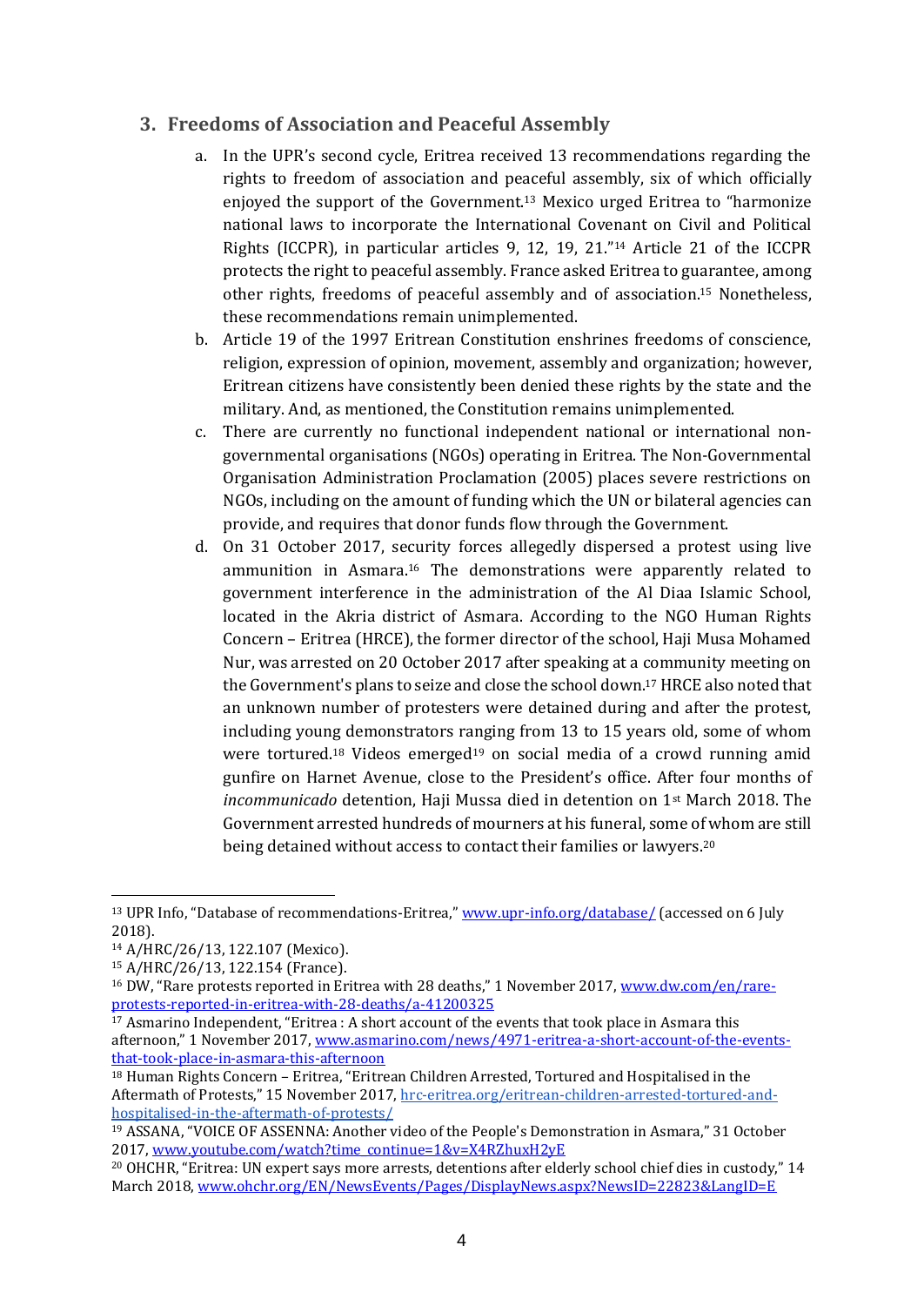## 3. Freedoms of Association and Peaceful Assembly

a. In the UPR's second cycle, Eritrea received 13 recommendations regarding the rights to freedom of association and peaceful assembly, six of which officially enjoyed the support of the Government.[13] Mexico urged Eritrea to "harmonize national laws to incorporate the International Covenant on Civil and Political Rights (ICCPR), in particular articles 9, 12, 19, 21."[14] Article 21 of the ICCPR protects the right to peaceful assembly. France asked Eritrea to guarantee, among other rights, freedoms of peaceful assembly and of association.[15] Nonetheless, these recommendations remain unimplemented.

b. Article 19 of the 1997 Eritrean Constitution enshrines freedoms of conscience, religion, expression of opinion, movement, assembly and organization; however, Eritrean citizens have consistently been denied these rights by the state and the military. And, as mentioned, the Constitution remains unimplemented.

c. There are currently no functional independent national or international non-governmental organisations (NGOs) operating in Eritrea. The Non-Governmental Organisation Administration Proclamation (2005) places severe restrictions on NGOs, including on the amount of funding which the UN or bilateral agencies can provide, and requires that donor funds flow through the Government.

d. On 31 October 2017, security forces allegedly dispersed a protest using live ammunition in Asmara.[16] The demonstrations were apparently related to government interference in the administration of the Al Diaa Islamic School, located in the Akria district of Asmara. According to the NGO Human Rights Concern – Eritrea (HRCE), the former director of the school, Haji Musa Mohamed Nur, was arrested on 20 October 2017 after speaking at a community meeting on the Government's plans to seize and close the school down.[17] HRCE also noted that an unknown number of protesters were detained during and after the protest, including young demonstrators ranging from 13 to 15 years old, some of whom were tortured.[18] Videos emerged[19] on social media of a crowd running amid gunfire on Harnet Avenue, close to the President's office. After four months of *incommunicado* detention, Haji Mussa died in detention on 1st March 2018. The Government arrested hundreds of mourners at his funeral, some of whom are still being detained without access to contact their families or lawyers.[20]

---

[13] UPR Info, "Database of recommendations-Eritrea," www.upr-info.org/database/ (accessed on 6 July 2018).

[14] A/HRC/26/13, 122.107 (Mexico).

[15] A/HRC/26/13, 122.154 (France).

[16] DW, "Rare protests reported in Eritrea with 28 deaths," 1 November 2017, www.dw.com/en/rare-protests-reported-in-eritrea-with-28-deaths/a-41200325

[17] Asmarino Independent, "Eritrea : A short account of the events that took place in Asmara this afternoon," 1 November 2017, www.asmarino.com/news/4971-eritrea-a-short-account-of-the-events-that-took-place-in-asmara-this-afternoon

[18] Human Rights Concern – Eritrea, "Eritrean Children Arrested, Tortured and Hospitalised in the Aftermath of Protests," 15 November 2017, hrc-eritrea.org/eritrean-children-arrested-tortured-and-hospitalised-in-the-aftermath-of-protests/

[19] ASSANA, "VOICE OF ASSENNA: Another video of the People's Demonstration in Asmara," 31 October 2017, www.youtube.com/watch?time_continue=1&v=X4RZhuxH2yE

[20] OHCHR, "Eritrea: UN expert says more arrests, detentions after elderly school chief dies in custody," 14 March 2018, www.ohchr.org/EN/NewsEvents/Pages/DisplayNews.aspx?NewsID=22823&LangID=E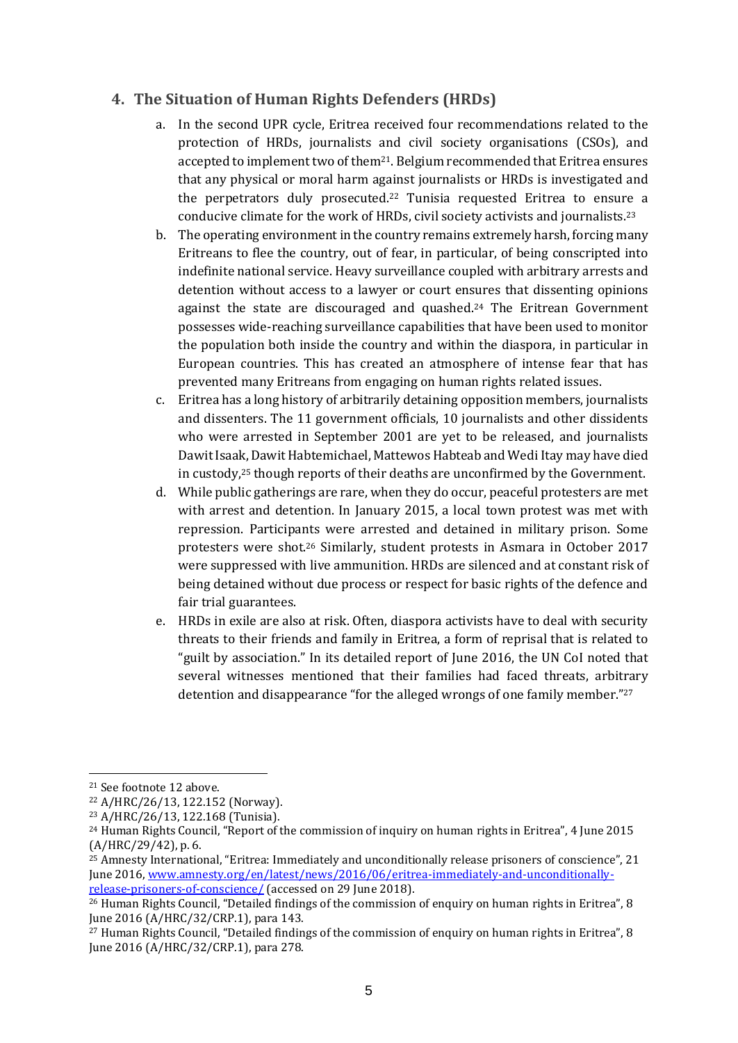## 4. The Situation of Human Rights Defenders (HRDs)

a. In the second UPR cycle, Eritrea received four recommendations related to the protection of HRDs, journalists and civil society organisations (CSOs), and accepted to implement two of them[21]. Belgium recommended that Eritrea ensures that any physical or moral harm against journalists or HRDs is investigated and the perpetrators duly prosecuted.[22] Tunisia requested Eritrea to ensure a conducive climate for the work of HRDs, civil society activists and journalists.[23]

b. The operating environment in the country remains extremely harsh, forcing many Eritreans to flee the country, out of fear, in particular, of being conscripted into indefinite national service. Heavy surveillance coupled with arbitrary arrests and detention without access to a lawyer or court ensures that dissenting opinions against the state are discouraged and quashed.[24] The Eritrean Government possesses wide-reaching surveillance capabilities that have been used to monitor the population both inside the country and within the diaspora, in particular in European countries. This has created an atmosphere of intense fear that has prevented many Eritreans from engaging on human rights related issues.

c. Eritrea has a long history of arbitrarily detaining opposition members, journalists and dissenters. The 11 government officials, 10 journalists and other dissidents who were arrested in September 2001 are yet to be released, and journalists Dawit Isaak, Dawit Habtemichael, Mattewos Habteab and Wedi Itay may have died in custody,[25] though reports of their deaths are unconfirmed by the Government.

d. While public gatherings are rare, when they do occur, peaceful protesters are met with arrest and detention. In January 2015, a local town protest was met with repression. Participants were arrested and detained in military prison. Some protesters were shot.[26] Similarly, student protests in Asmara in October 2017 were suppressed with live ammunition. HRDs are silenced and at constant risk of being detained without due process or respect for basic rights of the defence and fair trial guarantees.

e. HRDs in exile are also at risk. Often, diaspora activists have to deal with security threats to their friends and family in Eritrea, a form of reprisal that is related to "guilt by association." In its detailed report of June 2016, the UN CoI noted that several witnesses mentioned that their families had faced threats, arbitrary detention and disappearance "for the alleged wrongs of one family member."[27]

---

[21] See footnote 12 above.

[22] A/HRC/26/13, 122.152 (Norway).

[23] A/HRC/26/13, 122.168 (Tunisia).

[24] Human Rights Council, "Report of the commission of inquiry on human rights in Eritrea", 4 June 2015 (A/HRC/29/42), p. 6.

[25] Amnesty International, "Eritrea: Immediately and unconditionally release prisoners of conscience", 21 June 2016, [www.amnesty.org/en/latest/news/2016/06/eritrea-immediately-and-unconditionally-release-prisoners-of-conscience/](www.amnesty.org/en/latest/news/2016/06/eritrea-immediately-and-unconditionally-release-prisoners-of-conscience/) (accessed on 29 June 2018).

[26] Human Rights Council, "Detailed findings of the commission of enquiry on human rights in Eritrea", 8 June 2016 (A/HRC/32/CRP.1), para 143.

[27] Human Rights Council, "Detailed findings of the commission of enquiry on human rights in Eritrea", 8 June 2016 (A/HRC/32/CRP.1), para 278.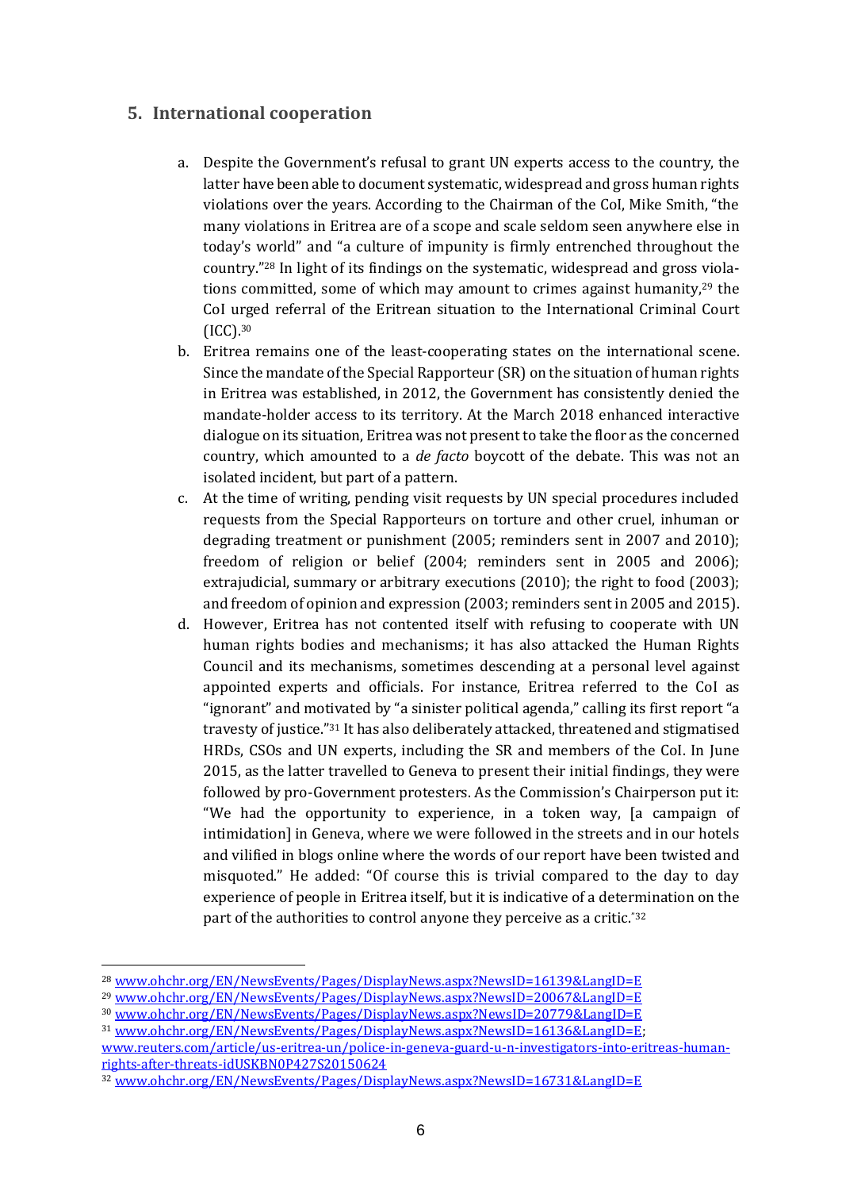## 5. International cooperation

a. Despite the Government's refusal to grant UN experts access to the country, the latter have been able to document systematic, widespread and gross human rights violations over the years. According to the Chairman of the CoI, Mike Smith, "the many violations in Eritrea are of a scope and scale seldom seen anywhere else in today's world" and "a culture of impunity is firmly entrenched throughout the country."[28] In light of its findings on the systematic, widespread and gross violations committed, some of which may amount to crimes against humanity,[29] the CoI urged referral of the Eritrean situation to the International Criminal Court (ICC).[30]

b. Eritrea remains one of the least-cooperating states on the international scene. Since the mandate of the Special Rapporteur (SR) on the situation of human rights in Eritrea was established, in 2012, the Government has consistently denied the mandate-holder access to its territory. At the March 2018 enhanced interactive dialogue on its situation, Eritrea was not present to take the floor as the concerned country, which amounted to a *de facto* boycott of the debate. This was not an isolated incident, but part of a pattern.

c. At the time of writing, pending visit requests by UN special procedures included requests from the Special Rapporteurs on torture and other cruel, inhuman or degrading treatment or punishment (2005; reminders sent in 2007 and 2010); freedom of religion or belief (2004; reminders sent in 2005 and 2006); extrajudicial, summary or arbitrary executions (2010); the right to food (2003); and freedom of opinion and expression (2003; reminders sent in 2005 and 2015).

d. However, Eritrea has not contented itself with refusing to cooperate with UN human rights bodies and mechanisms; it has also attacked the Human Rights Council and its mechanisms, sometimes descending at a personal level against appointed experts and officials. For instance, Eritrea referred to the CoI as "ignorant" and motivated by "a sinister political agenda," calling its first report "a travesty of justice."[31] It has also deliberately attacked, threatened and stigmatised HRDs, CSOs and UN experts, including the SR and members of the CoI. In June 2015, as the latter travelled to Geneva to present their initial findings, they were followed by pro-Government protesters. As the Commission's Chairperson put it: "We had the opportunity to experience, in a token way, [a campaign of intimidation] in Geneva, where we were followed in the streets and in our hotels and vilified in blogs online where the words of our report have been twisted and misquoted." He added: "Of course this is trivial compared to the day to day experience of people in Eritrea itself, but it is indicative of a determination on the part of the authorities to control anyone they perceive as a critic."[32]

---

[28] www.ohchr.org/EN/NewsEvents/Pages/DisplayNews.aspx?NewsID=16139&LangID=E

[29] www.ohchr.org/EN/NewsEvents/Pages/DisplayNews.aspx?NewsID=20067&LangID=E

[30] www.ohchr.org/EN/NewsEvents/Pages/DisplayNews.aspx?NewsID=20779&LangID=E

[31] www.ohchr.org/EN/NewsEvents/Pages/DisplayNews.aspx?NewsID=16136&LangID=E; www.reuters.com/article/us-eritrea-un/police-in-geneva-guard-u-n-investigators-into-eritreas-human-rights-after-threats-idUSKBN0P427S20150624

[32] www.ohchr.org/EN/NewsEvents/Pages/DisplayNews.aspx?NewsID=16731&LangID=E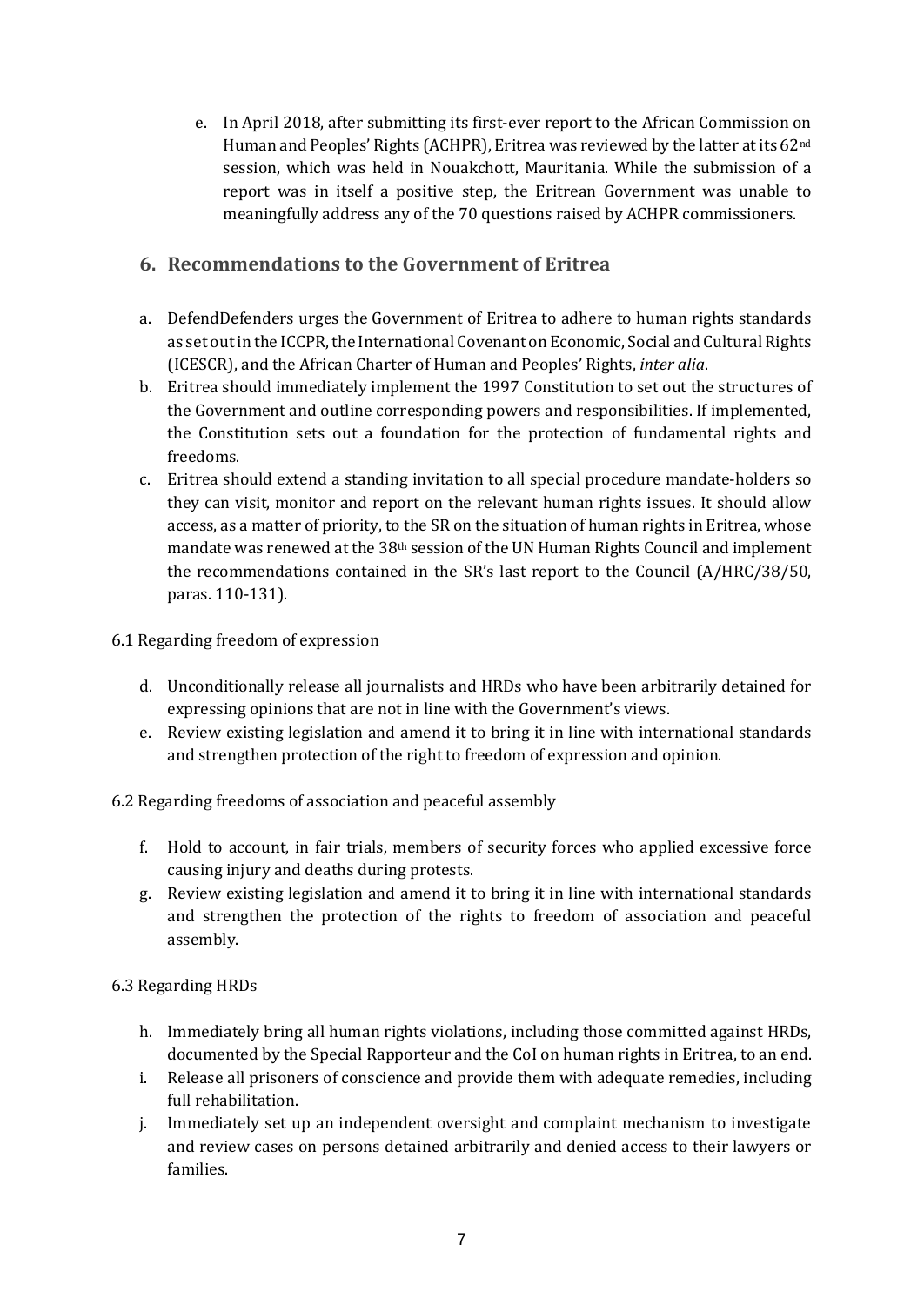e. In April 2018, after submitting its first-ever report to the African Commission on Human and Peoples' Rights (ACHPR), Eritrea was reviewed by the latter at its 62nd session, which was held in Nouakchott, Mauritania. While the submission of a report was in itself a positive step, the Eritrean Government was unable to meaningfully address any of the 70 questions raised by ACHPR commissioners.

## 6. Recommendations to the Government of Eritrea

a. DefendDefenders urges the Government of Eritrea to adhere to human rights standards as set out in the ICCPR, the International Covenant on Economic, Social and Cultural Rights (ICESCR), and the African Charter of Human and Peoples' Rights, *inter alia*.
b. Eritrea should immediately implement the 1997 Constitution to set out the structures of the Government and outline corresponding powers and responsibilities. If implemented, the Constitution sets out a foundation for the protection of fundamental rights and freedoms.
c. Eritrea should extend a standing invitation to all special procedure mandate-holders so they can visit, monitor and report on the relevant human rights issues. It should allow access, as a matter of priority, to the SR on the situation of human rights in Eritrea, whose mandate was renewed at the 38th session of the UN Human Rights Council and implement the recommendations contained in the SR's last report to the Council (A/HRC/38/50, paras. 110-131).

6.1 Regarding freedom of expression

d. Unconditionally release all journalists and HRDs who have been arbitrarily detained for expressing opinions that are not in line with the Government's views.
e. Review existing legislation and amend it to bring it in line with international standards and strengthen protection of the right to freedom of expression and opinion.

6.2 Regarding freedoms of association and peaceful assembly

f. Hold to account, in fair trials, members of security forces who applied excessive force causing injury and deaths during protests.
g. Review existing legislation and amend it to bring it in line with international standards and strengthen the protection of the rights to freedom of association and peaceful assembly.

6.3 Regarding HRDs

h. Immediately bring all human rights violations, including those committed against HRDs, documented by the Special Rapporteur and the CoI on human rights in Eritrea, to an end.
i. Release all prisoners of conscience and provide them with adequate remedies, including full rehabilitation.
j. Immediately set up an independent oversight and complaint mechanism to investigate and review cases on persons detained arbitrarily and denied access to their lawyers or families.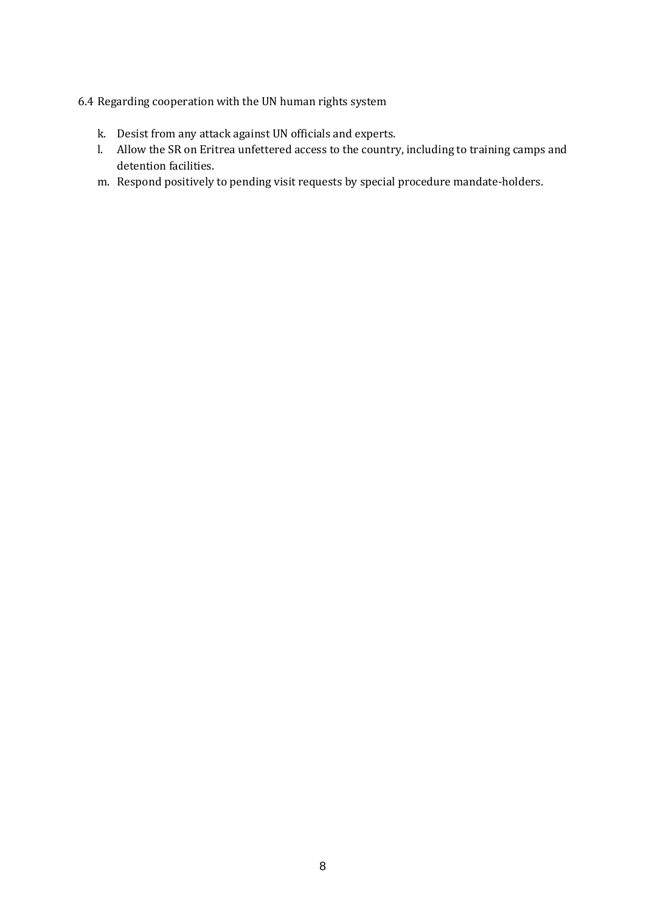6.4 Regarding cooperation with the UN human rights system

k. Desist from any attack against UN officials and experts.
l. Allow the SR on Eritrea unfettered access to the country, including to training camps and detention facilities.
m. Respond positively to pending visit requests by special procedure mandate-holders.